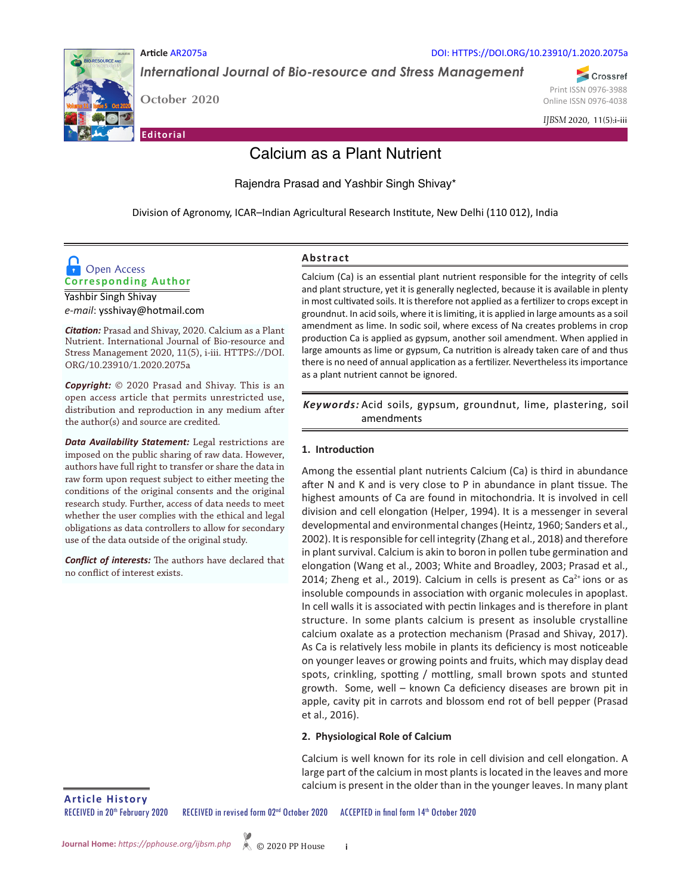Article AR2075a

DOI: HTTPS://DOI.ORG/10.23910/1.2020.2075a

*International Journal of Bio-resource and Stress Management*

October 2020

Print ISSN 0976-3988
Online ISSN 0976-4038

*IJBSM* 2020, 11(5):i-iii

**Editorial**

# Calcium as a Plant Nutrient

Rajendra Prasad and Yashbir Singh Shivay*

Division of Agronomy, ICAR–Indian Agricultural Research Institute, New Delhi (110 012), India

Open Access

**Corresponding Author**

Yashbir Singh Shivay

*e-mail*: ysshivay@hotmail.com

***Citation:*** Prasad and Shivay, 2020. Calcium as a Plant Nutrient. International Journal of Bio-resource and Stress Management 2020, 11(5), i-iii. HTTPS://DOI.ORG/10.23910/1.2020.2075a

***Copyright:*** © 2020 Prasad and Shivay. This is an open access article that permits unrestricted use, distribution and reproduction in any medium after the author(s) and source are credited.

***Data Availability Statement:*** Legal restrictions are imposed on the public sharing of raw data. However, authors have full right to transfer or share the data in raw form upon request subject to either meeting the conditions of the original consents and the original research study. Further, access of data needs to meet whether the user complies with the ethical and legal obligations as data controllers to allow for secondary use of the data outside of the original study.

***Conflict of interests:*** The authors have declared that no conflict of interest exists.

## Abstract

Calcium (Ca) is an essential plant nutrient responsible for the integrity of cells and plant structure, yet it is generally neglected, because it is available in plenty in most cultivated soils. It is therefore not applied as a fertilizer to crops except in groundnut. In acid soils, where it is limiting, it is applied in large amounts as a soil amendment as lime. In sodic soil, where excess of Na creates problems in crop production Ca is applied as gypsum, another soil amendment. When applied in large amounts as lime or gypsum, Ca nutrition is already taken care of and thus there is no need of annual application as a fertilizer. Nevertheless its importance as a plant nutrient cannot be ignored.

***Keywords:*** Acid soils, gypsum, groundnut, lime, plastering, soil amendments

## 1. Introduction

Among the essential plant nutrients Calcium (Ca) is third in abundance after N and K and is very close to P in abundance in plant tissue. The highest amounts of Ca are found in mitochondria. It is involved in cell division and cell elongation (Helper, 1994). It is a messenger in several developmental and environmental changes (Heintz, 1960; Sanders et al., 2002). It is responsible for cell integrity (Zhang et al., 2018) and therefore in plant survival. Calcium is akin to boron in pollen tube germination and elongation (Wang et al., 2003; White and Broadley, 2003; Prasad et al., 2014; Zheng et al., 2019). Calcium in cells is present as $Ca^{2+}$ ions or as insoluble compounds in association with organic molecules in apoplast. In cell walls it is associated with pectin linkages and is therefore in plant structure. In some plants calcium is present as insoluble crystalline calcium oxalate as a protection mechanism (Prasad and Shivay, 2017). As Ca is relatively less mobile in plants its deficiency is most noticeable on younger leaves or growing points and fruits, which may display dead spots, crinkling, spotting / mottling, small brown spots and stunted growth. Some, well – known Ca deficiency diseases are brown pit in apple, cavity pit in carrots and blossom end rot of bell pepper (Prasad et al., 2016).

## 2. Physiological Role of Calcium

Calcium is well known for its role in cell division and cell elongation. A large part of the calcium in most plants is located in the leaves and more calcium is present in the older than in the younger leaves. In many plant

**Article History**

RECEIVED in 20[th] February 2020 RECEIVED in revised form 02[nd] October 2020 ACCEPTED in final form 14[th] October 2020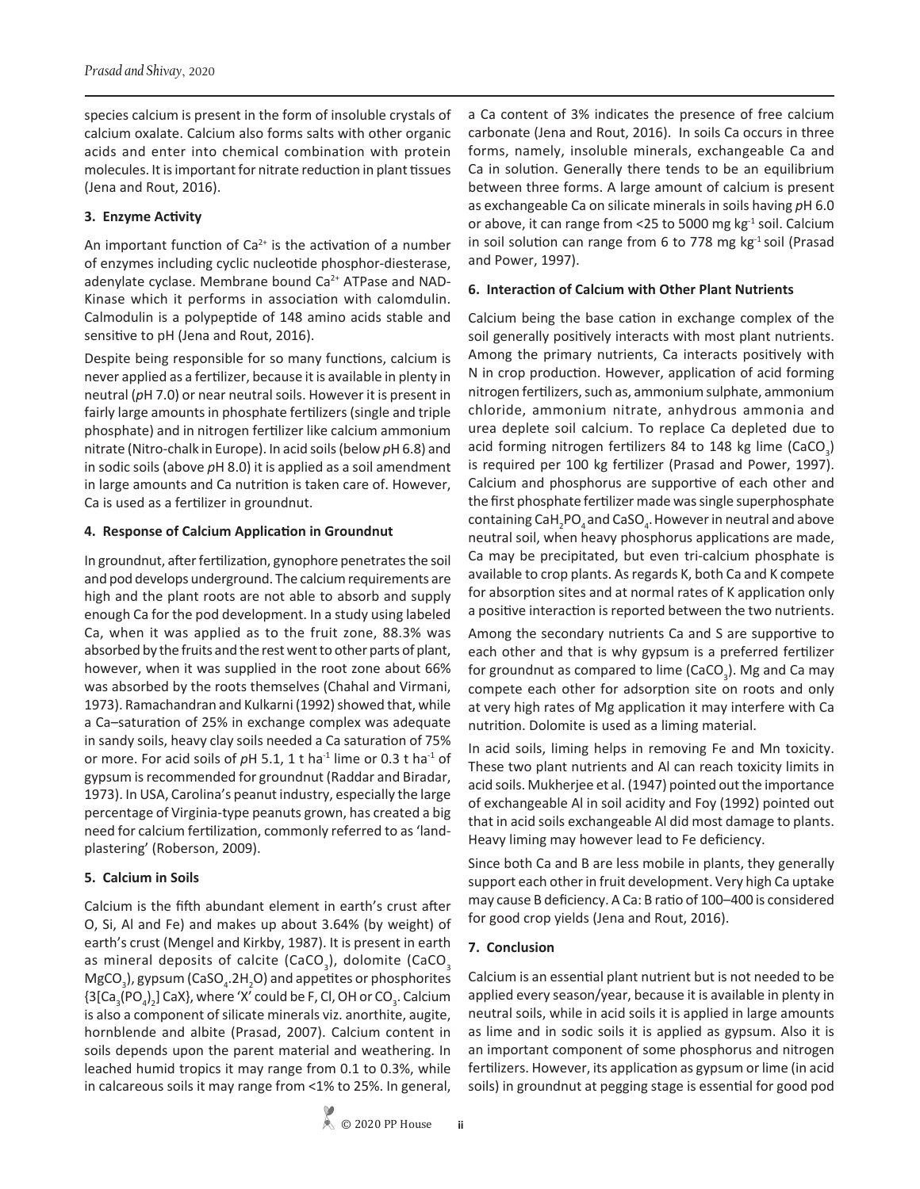species calcium is present in the form of insoluble crystals of calcium oxalate. Calcium also forms salts with other organic acids and enter into chemical combination with protein molecules. It is important for nitrate reduction in plant tissues (Jena and Rout, 2016).

### 3. Enzyme Activity

An important function of $Ca^{2+}$ is the activation of a number of enzymes including cyclic nucleotide phosphor-diesterase, adenylate cyclase. Membrane bound $Ca^{2+}$ ATPase and NAD-Kinase which it performs in association with calomdulin. Calmodulin is a polypeptide of 148 amino acids stable and sensitive to pH (Jena and Rout, 2016).

Despite being responsible for so many functions, calcium is never applied as a fertilizer, because it is available in plenty in neutral (*p*H 7.0) or near neutral soils. However it is present in fairly large amounts in phosphate fertilizers (single and triple phosphate) and in nitrogen fertilizer like calcium ammonium nitrate (Nitro-chalk in Europe). In acid soils (below *p*H 6.8) and in sodic soils (above *p*H 8.0) it is applied as a soil amendment in large amounts and Ca nutrition is taken care of. However, Ca is used as a fertilizer in groundnut.

### 4. Response of Calcium Application in Groundnut

In groundnut, after fertilization, gynophore penetrates the soil and pod develops underground. The calcium requirements are high and the plant roots are not able to absorb and supply enough Ca for the pod development. In a study using labeled Ca, when it was applied as to the fruit zone, 88.3% was absorbed by the fruits and the rest went to other parts of plant, however, when it was supplied in the root zone about 66% was absorbed by the roots themselves (Chahal and Virmani, 1973). Ramachandran and Kulkarni (1992) showed that, while a Ca–saturation of 25% in exchange complex was adequate in sandy soils, heavy clay soils needed a Ca saturation of 75% or more. For acid soils of *p*H 5.1, 1 t $ha^{-1}$ lime or 0.3 t $ha^{-1}$ of gypsum is recommended for groundnut (Raddar and Biradar, 1973). In USA, Carolina's peanut industry, especially the large percentage of Virginia-type peanuts grown, has created a big need for calcium fertilization, commonly referred to as 'land-plastering' (Roberson, 2009).

### 5. Calcium in Soils

Calcium is the fifth abundant element in earth's crust after O, Si, Al and Fe) and makes up about 3.64% (by weight) of earth's crust (Mengel and Kirkby, 1987). It is present in earth as mineral deposits of calcite ($CaCO_3$), dolomite ($CaCO_3$ $MgCO_3$), gypsum ($CaSO_4.2H_2O$) and appetites or phosphorites {$3[Ca_3(PO_4)_2]$ CaX}, where 'X' could be F, Cl, OH or $CO_3$. Calcium is also a component of silicate minerals viz. anorthite, augite, hornblende and albite (Prasad, 2007). Calcium content in soils depends upon the parent material and weathering. In leached humid tropics it may range from 0.1 to 0.3%, while in calcareous soils it may range from <1% to 25%. In general, a Ca content of 3% indicates the presence of free calcium carbonate (Jena and Rout, 2016). In soils Ca occurs in three forms, namely, insoluble minerals, exchangeable Ca and Ca in solution. Generally there tends to be an equilibrium between three forms. A large amount of calcium is present as exchangeable Ca on silicate minerals in soils having *p*H 6.0 or above, it can range from <25 to 5000 mg $kg^{-1}$ soil. Calcium in soil solution can range from 6 to 778 mg $kg^{-1}$ soil (Prasad and Power, 1997).

### 6. Interaction of Calcium with Other Plant Nutrients

Calcium being the base cation in exchange complex of the soil generally positively interacts with most plant nutrients. Among the primary nutrients, Ca interacts positively with N in crop production. However, application of acid forming nitrogen fertilizers, such as, ammonium sulphate, ammonium chloride, ammonium nitrate, anhydrous ammonia and urea deplete soil calcium. To replace Ca depleted due to acid forming nitrogen fertilizers 84 to 148 kg lime ($CaCO_3$) is required per 100 kg fertilizer (Prasad and Power, 1997). Calcium and phosphorus are supportive of each other and the first phosphate fertilizer made was single superphosphate containing $CaH_2PO_4$ and $CaSO_4$. However in neutral and above neutral soil, when heavy phosphorus applications are made, Ca may be precipitated, but even tri-calcium phosphate is available to crop plants. As regards K, both Ca and K compete for absorption sites and at normal rates of K application only a positive interaction is reported between the two nutrients.

Among the secondary nutrients Ca and S are supportive to each other and that is why gypsum is a preferred fertilizer for groundnut as compared to lime ($CaCO_3$). Mg and Ca may compete each other for adsorption site on roots and only at very high rates of Mg application it may interfere with Ca nutrition. Dolomite is used as a liming material.

In acid soils, liming helps in removing Fe and Mn toxicity. These two plant nutrients and Al can reach toxicity limits in acid soils. Mukherjee et al. (1947) pointed out the importance of exchangeable Al in soil acidity and Foy (1992) pointed out that in acid soils exchangeable Al did most damage to plants. Heavy liming may however lead to Fe deficiency.

Since both Ca and B are less mobile in plants, they generally support each other in fruit development. Very high Ca uptake may cause B deficiency. A Ca: B ratio of 100–400 is considered for good crop yields (Jena and Rout, 2016).

### 7. Conclusion

Calcium is an essential plant nutrient but is not needed to be applied every season/year, because it is available in plenty in neutral soils, while in acid soils it is applied in large amounts as lime and in sodic soils it is applied as gypsum. Also it is an important component of some phosphorus and nitrogen fertilizers. However, its application as gypsum or lime (in acid soils) in groundnut at pegging stage is essential for good pod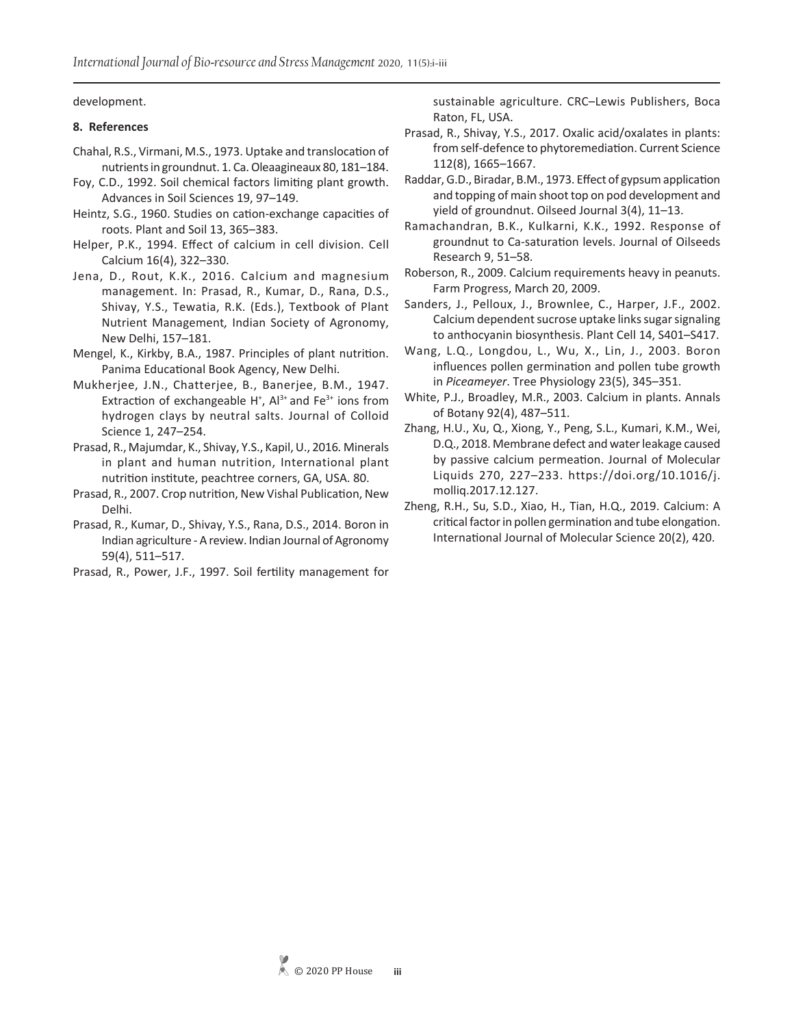development.

## 8. References

Chahal, R.S., Virmani, M.S., 1973. Uptake and translocation of nutrients in groundnut. 1. Ca. Oleaagineaux 80, 181–184.

Foy, C.D., 1992. Soil chemical factors limiting plant growth. Advances in Soil Sciences 19, 97–149.

Heintz, S.G., 1960. Studies on cation-exchange capacities of roots. Plant and Soil 13, 365–383.

Helper, P.K., 1994. Effect of calcium in cell division. Cell Calcium 16(4), 322–330.

Jena, D., Rout, K.K., 2016. Calcium and magnesium management. In: Prasad, R., Kumar, D., Rana, D.S., Shivay, Y.S., Tewatia, R.K. (Eds.), Textbook of Plant Nutrient Management*,* Indian Society of Agronomy, New Delhi, 157–181.

Mengel, K., Kirkby, B.A., 1987. Principles of plant nutrition. Panima Educational Book Agency, New Delhi.

Mukherjee, J.N., Chatterjee, B., Banerjee, B.M., 1947. Extraction of exchangeable $H^{+}$, $Al^{3+}$ and $Fe^{3+}$ ions from hydrogen clays by neutral salts. Journal of Colloid Science 1, 247–254.

Prasad, R., Majumdar, K., Shivay, Y.S., Kapil, U., 2016*.* Minerals in plant and human nutrition, International plant nutrition institute, peachtree corners, GA, USA. 80.

Prasad, R., 2007. Crop nutrition, New Vishal Publication, New Delhi.

Prasad, R., Kumar, D., Shivay, Y.S., Rana, D.S., 2014. Boron in Indian agriculture - A review. Indian Journal of Agronomy 59(4), 511–517.

Prasad, R., Power, J.F., 1997. Soil fertility management for sustainable agriculture. CRC–Lewis Publishers, Boca Raton, FL, USA.

Prasad, R., Shivay, Y.S., 2017. Oxalic acid/oxalates in plants: from self-defence to phytoremediation. Current Science 112(8), 1665–1667.

Raddar, G.D., Biradar, B.M., 1973. Effect of gypsum application and topping of main shoot top on pod development and yield of groundnut. Oilseed Journal 3(4), 11–13.

Ramachandran, B.K., Kulkarni, K.K., 1992. Response of groundnut to Ca-saturation levels. Journal of Oilseeds Research 9, 51–58.

Roberson, R., 2009. Calcium requirements heavy in peanuts. Farm Progress, March 20, 2009.

Sanders, J., Pelloux, J., Brownlee, C., Harper, J.F., 2002. Calcium dependent sucrose uptake links sugar signaling to anthocyanin biosynthesis. Plant Cell 14, S401–S417.

Wang, L.Q., Longdou, L., Wu, X., Lin, J., 2003. Boron influences pollen germination and pollen tube growth in *Piceameyer*. Tree Physiology 23(5), 345–351.

White, P.J., Broadley, M.R., 2003. Calcium in plants. Annals of Botany 92(4), 487–511.

Zhang, H.U., Xu, Q., Xiong, Y., Peng, S.L., Kumari, K.M., Wei, D.Q., 2018. Membrane defect and water leakage caused by passive calcium permeation. Journal of Molecular Liquids 270, 227–233. https://doi.org/10.1016/j.molliq.2017.12.127.

Zheng, R.H., Su, S.D., Xiao, H., Tian, H.Q., 2019. Calcium: A critical factor in pollen germination and tube elongation. International Journal of Molecular Science 20(2), 420.